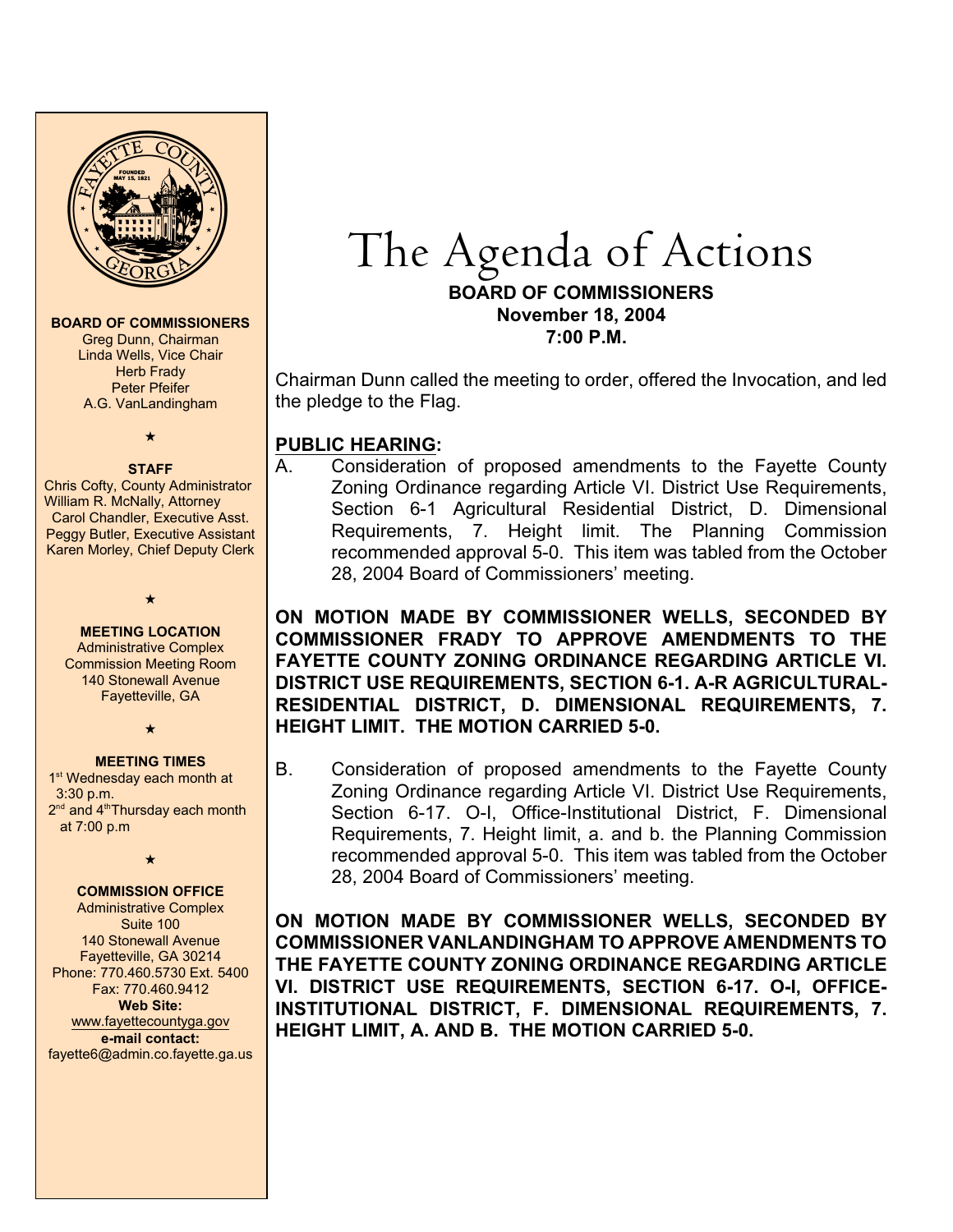# The Agenda of Actions

**BOARD OF COMMISSIONERS**
**November 18, 2004**
**7:00 P.M.**

**BOARD OF COMMISSIONERS**
Greg Dunn, Chairman
Linda Wells, Vice Chair
Herb Frady
Peter Pfeifer
A.G. VanLandingham

★

**STAFF**
Chris Cofty, County Administrator
William R. McNally, Attorney
Carol Chandler, Executive Asst.
Peggy Butler, Executive Assistant
Karen Morley, Chief Deputy Clerk

★

**MEETING LOCATION**
Administrative Complex
Commission Meeting Room
140 Stonewall Avenue
Fayetteville, GA

★

**MEETING TIMES**
1st Wednesday each month at 3:30 p.m.
2nd and 4th Thursday each month at 7:00 p.m

★

**COMMISSION OFFICE**
Administrative Complex
Suite 100
140 Stonewall Avenue
Fayetteville, GA 30214
Phone: 770.460.5730 Ext. 5400
Fax: 770.460.9412
**Web Site:**
www.fayettecountyga.gov
**e-mail contact:**
fayette6@admin.co.fayette.ga.us

Chairman Dunn called the meeting to order, offered the Invocation, and led the pledge to the Flag.

**PUBLIC HEARING:**

A. Consideration of proposed amendments to the Fayette County Zoning Ordinance regarding Article VI. District Use Requirements, Section 6-1 Agricultural Residential District, D. Dimensional Requirements, 7. Height limit. The Planning Commission recommended approval 5-0. This item was tabled from the October 28, 2004 Board of Commissioners' meeting.

**ON MOTION MADE BY COMMISSIONER WELLS, SECONDED BY COMMISSIONER FRADY TO APPROVE AMENDMENTS TO THE FAYETTE COUNTY ZONING ORDINANCE REGARDING ARTICLE VI. DISTRICT USE REQUIREMENTS, SECTION 6-1. A-R AGRICULTURAL-RESIDENTIAL DISTRICT, D. DIMENSIONAL REQUIREMENTS, 7. HEIGHT LIMIT. THE MOTION CARRIED 5-0.**

B. Consideration of proposed amendments to the Fayette County Zoning Ordinance regarding Article VI. District Use Requirements, Section 6-17. O-I, Office-Institutional District, F. Dimensional Requirements, 7. Height limit, a. and b. the Planning Commission recommended approval 5-0. This item was tabled from the October 28, 2004 Board of Commissioners' meeting.

**ON MOTION MADE BY COMMISSIONER WELLS, SECONDED BY COMMISSIONER VANLANDINGHAM TO APPROVE AMENDMENTS TO THE FAYETTE COUNTY ZONING ORDINANCE REGARDING ARTICLE VI. DISTRICT USE REQUIREMENTS, SECTION 6-17. O-I, OFFICE-INSTITUTIONAL DISTRICT, F. DIMENSIONAL REQUIREMENTS, 7. HEIGHT LIMIT, A. AND B. THE MOTION CARRIED 5-0.**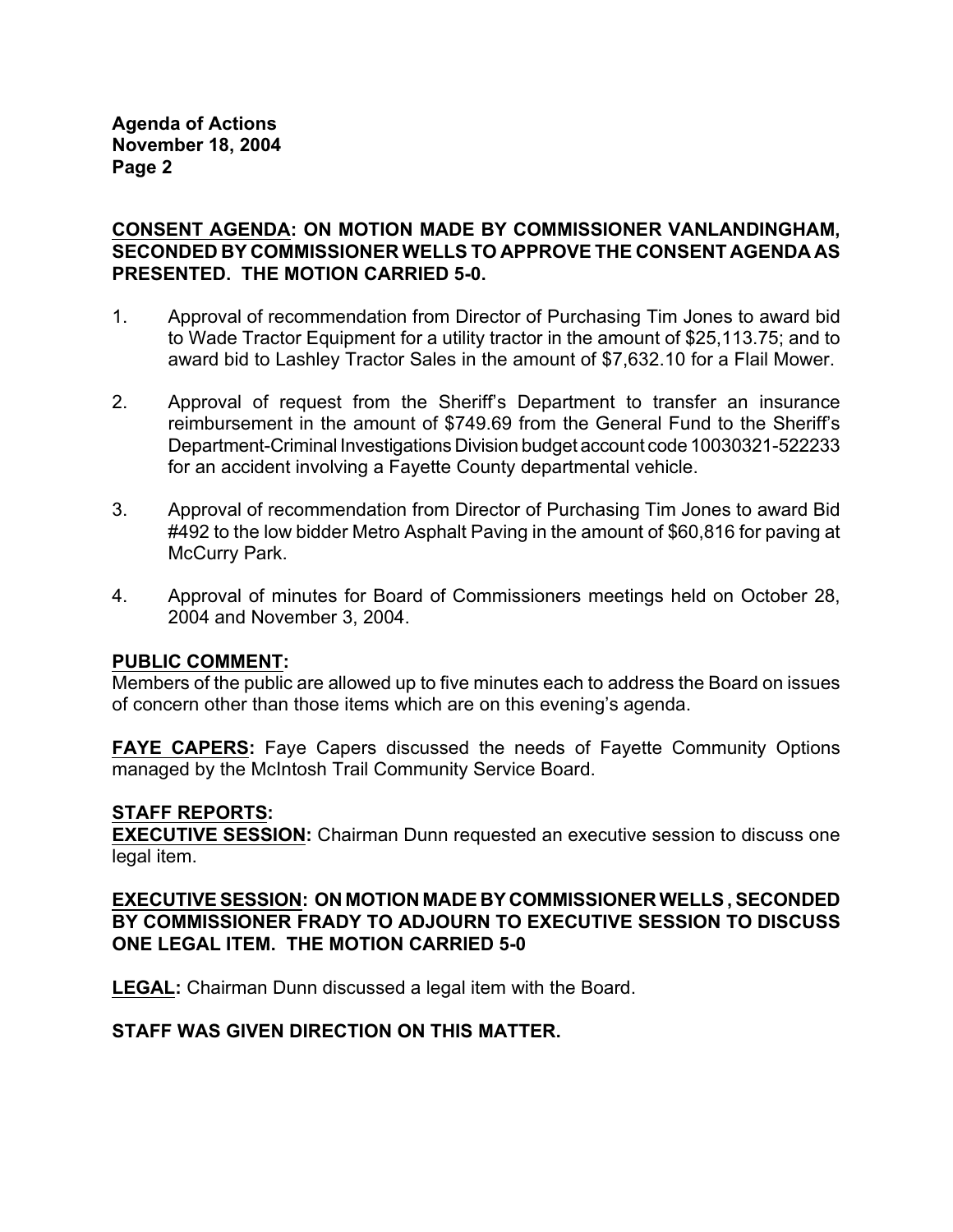**CONSENT AGENDA: ON MOTION MADE BY COMMISSIONER VANLANDINGHAM, SECONDED BY COMMISSIONER WELLS TO APPROVE THE CONSENT AGENDA AS PRESENTED. THE MOTION CARRIED 5-0.**

1. Approval of recommendation from Director of Purchasing Tim Jones to award bid to Wade Tractor Equipment for a utility tractor in the amount of $25,113.75; and to award bid to Lashley Tractor Sales in the amount of $7,632.10 for a Flail Mower.

2. Approval of request from the Sheriff's Department to transfer an insurance reimbursement in the amount of $749.69 from the General Fund to the Sheriff's Department-Criminal Investigations Division budget account code 10030321-522233 for an accident involving a Fayette County departmental vehicle.

3. Approval of recommendation from Director of Purchasing Tim Jones to award Bid #492 to the low bidder Metro Asphalt Paving in the amount of $60,816 for paving at McCurry Park.

4. Approval of minutes for Board of Commissioners meetings held on October 28, 2004 and November 3, 2004.

**PUBLIC COMMENT:**
Members of the public are allowed up to five minutes each to address the Board on issues of concern other than those items which are on this evening's agenda.

**FAYE CAPERS:** Faye Capers discussed the needs of Fayette Community Options managed by the McIntosh Trail Community Service Board.

**STAFF REPORTS:**
**EXECUTIVE SESSION:** Chairman Dunn requested an executive session to discuss one legal item.

**EXECUTIVE SESSION: ON MOTION MADE BY COMMISSIONER WELLS , SECONDED BY COMMISSIONER FRADY TO ADJOURN TO EXECUTIVE SESSION TO DISCUSS ONE LEGAL ITEM. THE MOTION CARRIED 5-0**

**LEGAL:** Chairman Dunn discussed a legal item with the Board.

**STAFF WAS GIVEN DIRECTION ON THIS MATTER.**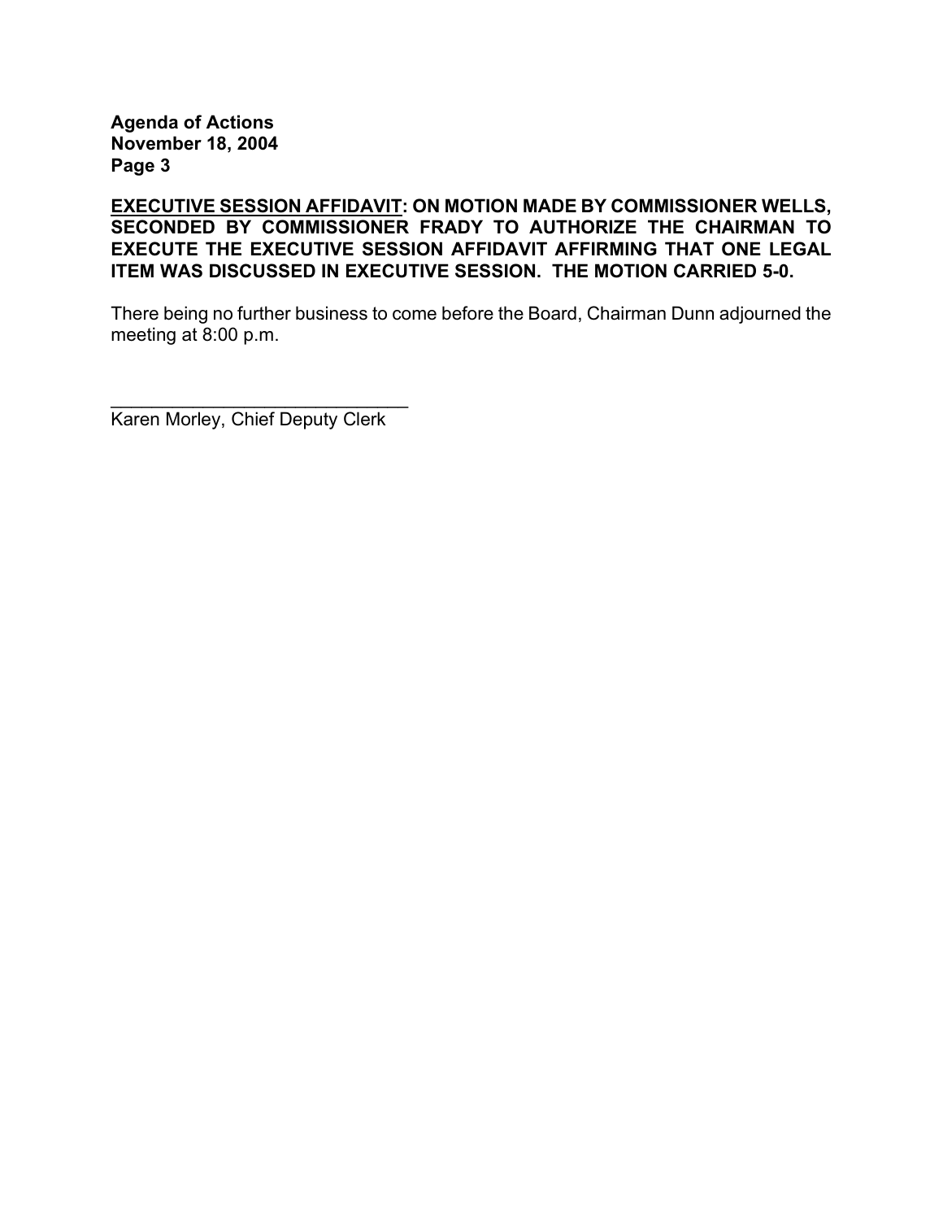**EXECUTIVE SESSION AFFIDAVIT: ON MOTION MADE BY COMMISSIONER WELLS, SECONDED BY COMMISSIONER FRADY TO AUTHORIZE THE CHAIRMAN TO EXECUTE THE EXECUTIVE SESSION AFFIDAVIT AFFIRMING THAT ONE LEGAL ITEM WAS DISCUSSED IN EXECUTIVE SESSION. THE MOTION CARRIED 5-0.**

There being no further business to come before the Board, Chairman Dunn adjourned the meeting at 8:00 p.m.

_____________________________

Karen Morley, Chief Deputy Clerk